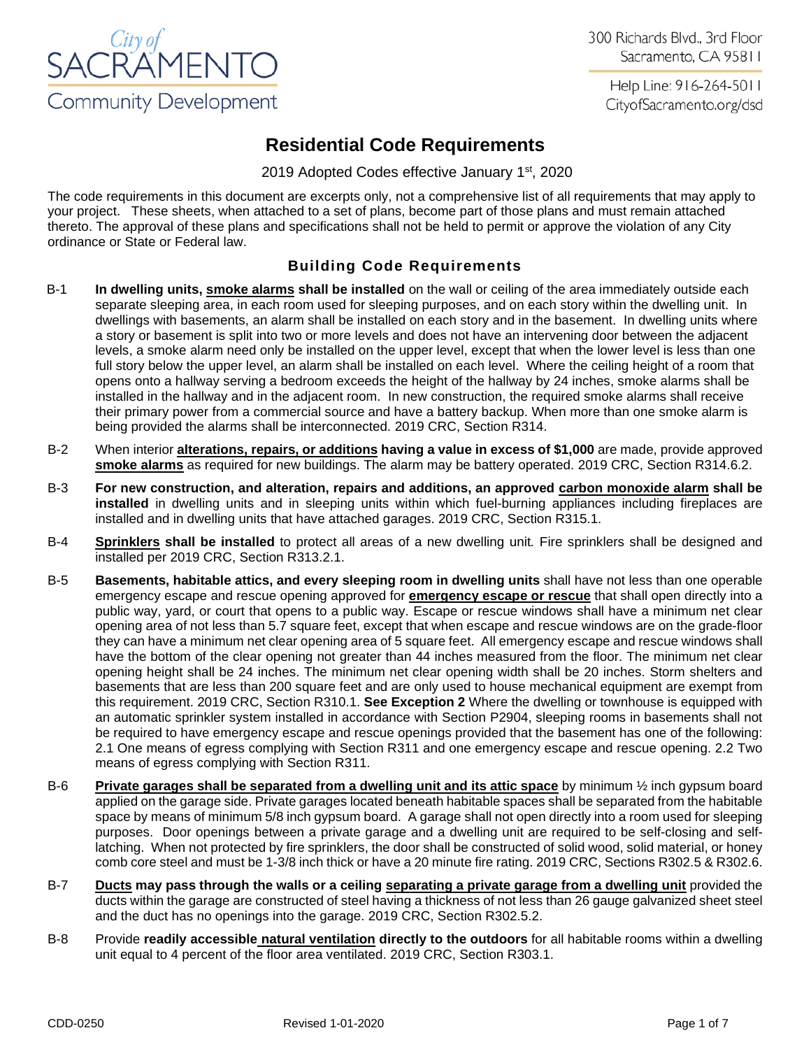City of SACRAMENTO Community Development

300 Richards Blvd., 3rd Floor
Sacramento, CA 95811

Help Line: 916-264-5011
CityofSacramento.org/dsd

# Residential Code Requirements

2019 Adopted Codes effective January 1st, 2020

The code requirements in this document are excerpts only, not a comprehensive list of all requirements that may apply to your project. These sheets, when attached to a set of plans, become part of those plans and must remain attached thereto. The approval of these plans and specifications shall not be held to permit or approve the violation of any City ordinance or State or Federal law.

## Building Code Requirements

B-1 **In dwelling units, smoke alarms shall be installed** on the wall or ceiling of the area immediately outside each separate sleeping area, in each room used for sleeping purposes, and on each story within the dwelling unit. In dwellings with basements, an alarm shall be installed on each story and in the basement. In dwelling units where a story or basement is split into two or more levels and does not have an intervening door between the adjacent levels, a smoke alarm need only be installed on the upper level, except that when the lower level is less than one full story below the upper level, an alarm shall be installed on each level. Where the ceiling height of a room that opens onto a hallway serving a bedroom exceeds the height of the hallway by 24 inches, smoke alarms shall be installed in the hallway and in the adjacent room. In new construction, the required smoke alarms shall receive their primary power from a commercial source and have a battery backup. When more than one smoke alarm is being provided the alarms shall be interconnected. 2019 CRC, Section R314.

B-2 When interior **alterations, repairs, or additions having a value in excess of $1,000** are made, provide approved **smoke alarms** as required for new buildings. The alarm may be battery operated. 2019 CRC, Section R314.6.2.

B-3 **For new construction, and alteration, repairs and additions, an approved carbon monoxide alarm shall be installed** in dwelling units and in sleeping units within which fuel-burning appliances including fireplaces are installed and in dwelling units that have attached garages. 2019 CRC, Section R315.1.

B-4 **Sprinklers shall be installed** to protect all areas of a new dwelling unit. Fire sprinklers shall be designed and installed per 2019 CRC, Section R313.2.1.

B-5 **Basements, habitable attics, and every sleeping room in dwelling units** shall have not less than one operable emergency escape and rescue opening approved for **emergency escape or rescue** that shall open directly into a public way, yard, or court that opens to a public way. Escape or rescue windows shall have a minimum net clear opening area of not less than 5.7 square feet, except that when escape and rescue windows are on the grade-floor they can have a minimum net clear opening area of 5 square feet. All emergency escape and rescue windows shall have the bottom of the clear opening not greater than 44 inches measured from the floor. The minimum net clear opening height shall be 24 inches. The minimum net clear opening width shall be 20 inches. Storm shelters and basements that are less than 200 square feet and are only used to house mechanical equipment are exempt from this requirement. 2019 CRC, Section R310.1. **See Exception 2** Where the dwelling or townhouse is equipped with an automatic sprinkler system installed in accordance with Section P2904, sleeping rooms in basements shall not be required to have emergency escape and rescue openings provided that the basement has one of the following: 2.1 One means of egress complying with Section R311 and one emergency escape and rescue opening. 2.2 Two means of egress complying with Section R311.

B-6 **Private garages shall be separated from a dwelling unit and its attic space** by minimum ½ inch gypsum board applied on the garage side. Private garages located beneath habitable spaces shall be separated from the habitable space by means of minimum 5/8 inch gypsum board. A garage shall not open directly into a room used for sleeping purposes. Door openings between a private garage and a dwelling unit are required to be self-closing and self-latching. When not protected by fire sprinklers, the door shall be constructed of solid wood, solid material, or honey comb core steel and must be 1-3/8 inch thick or have a 20 minute fire rating. 2019 CRC, Sections R302.5 & R302.6.

B-7 **Ducts** may pass through the walls or a ceiling **separating a private garage from a dwelling unit** provided the ducts within the garage are constructed of steel having a thickness of not less than 26 gauge galvanized sheet steel and the duct has no openings into the garage. 2019 CRC, Section R302.5.2.

B-8 Provide **readily accessible natural ventilation directly to the outdoors** for all habitable rooms within a dwelling unit equal to 4 percent of the floor area ventilated. 2019 CRC, Section R303.1.

CDD-0250 Revised 1-01-2020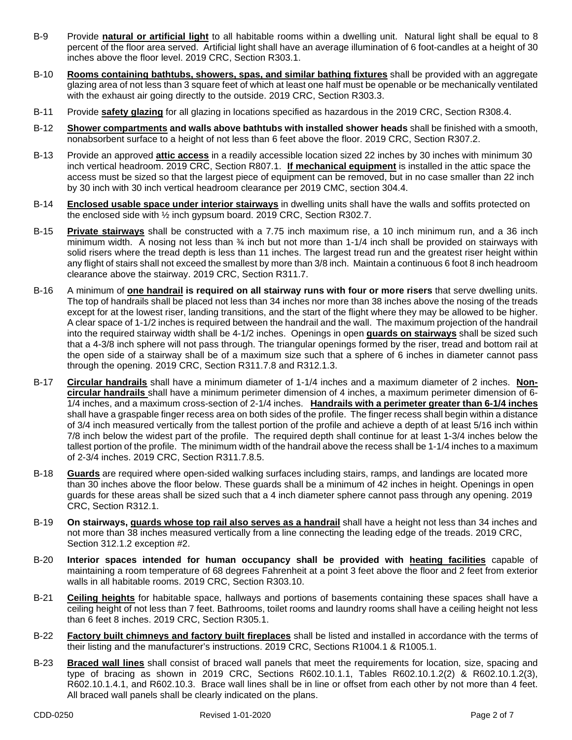B-9 Provide **natural or artificial light** to all habitable rooms within a dwelling unit. Natural light shall be equal to 8 percent of the floor area served. Artificial light shall have an average illumination of 6 foot-candles at a height of 30 inches above the floor level. 2019 CRC, Section R303.1.

B-10 **Rooms containing bathtubs, showers, spas, and similar bathing fixtures** shall be provided with an aggregate glazing area of not less than 3 square feet of which at least one half must be openable or be mechanically ventilated with the exhaust air going directly to the outside. 2019 CRC, Section R303.3.

B-11 Provide **safety glazing** for all glazing in locations specified as hazardous in the 2019 CRC, Section R308.4.

B-12 **Shower compartments and walls above bathtubs with installed shower heads** shall be finished with a smooth, nonabsorbent surface to a height of not less than 6 feet above the floor. 2019 CRC, Section R307.2.

B-13 Provide an approved **attic access** in a readily accessible location sized 22 inches by 30 inches with minimum 30 inch vertical headroom. 2019 CRC, Section R807.1. **If mechanical equipment** is installed in the attic space the access must be sized so that the largest piece of equipment can be removed, but in no case smaller than 22 inch by 30 inch with 30 inch vertical headroom clearance per 2019 CMC, section 304.4.

B-14 **Enclosed usable space under interior stairways** in dwelling units shall have the walls and soffits protected on the enclosed side with ½ inch gypsum board. 2019 CRC, Section R302.7.

B-15 **Private stairways** shall be constructed with a 7.75 inch maximum rise, a 10 inch minimum run, and a 36 inch minimum width. A nosing not less than ¾ inch but not more than 1-1/4 inch shall be provided on stairways with solid risers where the tread depth is less than 11 inches. The largest tread run and the greatest riser height within any flight of stairs shall not exceed the smallest by more than 3/8 inch. Maintain a continuous 6 foot 8 inch headroom clearance above the stairway. 2019 CRC, Section R311.7.

B-16 A minimum of **one handrail is required on all stairway runs with four or more risers** that serve dwelling units. The top of handrails shall be placed not less than 34 inches nor more than 38 inches above the nosing of the treads except for at the lowest riser, landing transitions, and the start of the flight where they may be allowed to be higher. A clear space of 1-1/2 inches is required between the handrail and the wall. The maximum projection of the handrail into the required stairway width shall be 4-1/2 inches. Openings in open **guards on stairways** shall be sized such that a 4-3/8 inch sphere will not pass through. The triangular openings formed by the riser, tread and bottom rail at the open side of a stairway shall be of a maximum size such that a sphere of 6 inches in diameter cannot pass through the opening. 2019 CRC, Section R311.7.8 and R312.1.3.

B-17 **Circular handrails** shall have a minimum diameter of 1-1/4 inches and a maximum diameter of 2 inches. **Non-circular handrails** shall have a minimum perimeter dimension of 4 inches, a maximum perimeter dimension of 6-1/4 inches, and a maximum cross-section of 2-1/4 inches. **Handrails with a perimeter greater than 6-1/4 inches** shall have a graspable finger recess area on both sides of the profile. The finger recess shall begin within a distance of 3/4 inch measured vertically from the tallest portion of the profile and achieve a depth of at least 5/16 inch within 7/8 inch below the widest part of the profile. The required depth shall continue for at least 1-3/4 inches below the tallest portion of the profile. The minimum width of the handrail above the recess shall be 1-1/4 inches to a maximum of 2-3/4 inches. 2019 CRC, Section R311.7.8.5.

B-18 **Guards** are required where open-sided walking surfaces including stairs, ramps, and landings are located more than 30 inches above the floor below. These guards shall be a minimum of 42 inches in height. Openings in open guards for these areas shall be sized such that a 4 inch diameter sphere cannot pass through any opening. 2019 CRC, Section R312.1.

B-19 **On stairways, guards whose top rail also serves as a handrail** shall have a height not less than 34 inches and not more than 38 inches measured vertically from a line connecting the leading edge of the treads. 2019 CRC, Section 312.1.2 exception #2.

B-20 **Interior spaces intended for human occupancy shall be provided with heating facilities** capable of maintaining a room temperature of 68 degrees Fahrenheit at a point 3 feet above the floor and 2 feet from exterior walls in all habitable rooms. 2019 CRC, Section R303.10.

B-21 **Ceiling heights** for habitable space, hallways and portions of basements containing these spaces shall have a ceiling height of not less than 7 feet. Bathrooms, toilet rooms and laundry rooms shall have a ceiling height not less than 6 feet 8 inches. 2019 CRC, Section R305.1.

B-22 **Factory built chimneys and factory built fireplaces** shall be listed and installed in accordance with the terms of their listing and the manufacturer's instructions. 2019 CRC, Sections R1004.1 & R1005.1.

B-23 **Braced wall lines** shall consist of braced wall panels that meet the requirements for location, size, spacing and type of bracing as shown in 2019 CRC, Sections R602.10.1.1, Tables R602.10.1.2(2) & R602.10.1.2(3), R602.10.1.4.1, and R602.10.3. Brace wall lines shall be in line or offset from each other by not more than 4 feet. All braced wall panels shall be clearly indicated on the plans.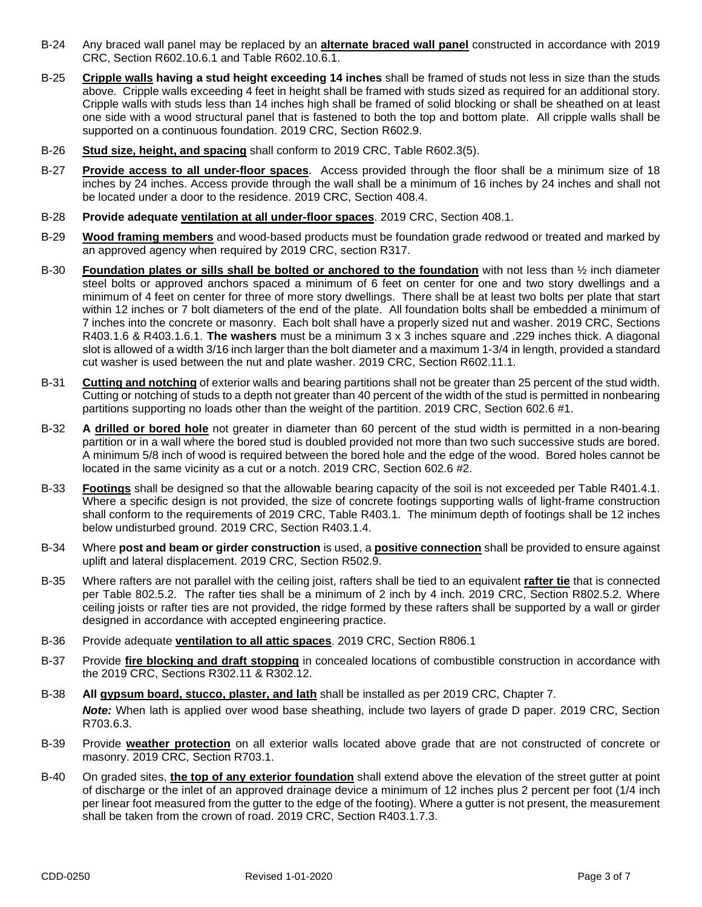B-24 Any braced wall panel may be replaced by an **alternate braced wall panel** constructed in accordance with 2019 CRC, Section R602.10.6.1 and Table R602.10.6.1.

B-25 **Cripple walls having a stud height exceeding 14 inches** shall be framed of studs not less in size than the studs above. Cripple walls exceeding 4 feet in height shall be framed with studs sized as required for an additional story. Cripple walls with studs less than 14 inches high shall be framed of solid blocking or shall be sheathed on at least one side with a wood structural panel that is fastened to both the top and bottom plate. All cripple walls shall be supported on a continuous foundation. 2019 CRC, Section R602.9.

B-26 **Stud size, height, and spacing** shall conform to 2019 CRC, Table R602.3(5).

B-27 **Provide access to all under-floor spaces**. Access provided through the floor shall be a minimum size of 18 inches by 24 inches. Access provide through the wall shall be a minimum of 16 inches by 24 inches and shall not be located under a door to the residence. 2019 CRC, Section 408.4.

B-28 **Provide adequate ventilation at all under-floor spaces**. 2019 CRC, Section 408.1.

B-29 **Wood framing members** and wood-based products must be foundation grade redwood or treated and marked by an approved agency when required by 2019 CRC, section R317.

B-30 **Foundation plates or sills shall be bolted or anchored to the foundation** with not less than ½ inch diameter steel bolts or approved anchors spaced a minimum of 6 feet on center for one and two story dwellings and a minimum of 4 feet on center for three of more story dwellings. There shall be at least two bolts per plate that start within 12 inches or 7 bolt diameters of the end of the plate. All foundation bolts shall be embedded a minimum of 7 inches into the concrete or masonry. Each bolt shall have a properly sized nut and washer. 2019 CRC, Sections R403.1.6 & R403.1.6.1. **The washers** must be a minimum 3 x 3 inches square and .229 inches thick. A diagonal slot is allowed of a width 3/16 inch larger than the bolt diameter and a maximum 1-3/4 in length, provided a standard cut washer is used between the nut and plate washer. 2019 CRC, Section R602.11.1.

B-31 **Cutting and notching** of exterior walls and bearing partitions shall not be greater than 25 percent of the stud width. Cutting or notching of studs to a depth not greater than 40 percent of the width of the stud is permitted in nonbearing partitions supporting no loads other than the weight of the partition. 2019 CRC, Section 602.6 #1.

B-32 **A drilled or bored hole** not greater in diameter than 60 percent of the stud width is permitted in a non-bearing partition or in a wall where the bored stud is doubled provided not more than two such successive studs are bored. A minimum 5/8 inch of wood is required between the bored hole and the edge of the wood. Bored holes cannot be located in the same vicinity as a cut or a notch. 2019 CRC, Section 602.6 #2.

B-33 **Footings** shall be designed so that the allowable bearing capacity of the soil is not exceeded per Table R401.4.1. Where a specific design is not provided, the size of concrete footings supporting walls of light-frame construction shall conform to the requirements of 2019 CRC, Table R403.1. The minimum depth of footings shall be 12 inches below undisturbed ground. 2019 CRC, Section R403.1.4.

B-34 Where **post and beam or girder construction** is used, a **positive connection** shall be provided to ensure against uplift and lateral displacement. 2019 CRC, Section R502.9.

B-35 Where rafters are not parallel with the ceiling joist, rafters shall be tied to an equivalent **rafter tie** that is connected per Table 802.5.2. The rafter ties shall be a minimum of 2 inch by 4 inch. 2019 CRC, Section R802.5.2. Where ceiling joists or rafter ties are not provided, the ridge formed by these rafters shall be supported by a wall or girder designed in accordance with accepted engineering practice.

B-36 Provide adequate **ventilation to all attic spaces**. 2019 CRC, Section R806.1

B-37 Provide **fire blocking and draft stopping** in concealed locations of combustible construction in accordance with the 2019 CRC, Sections R302.11 & R302.12.

B-38 **All gypsum board, stucco, plaster, and lath** shall be installed as per 2019 CRC, Chapter 7.

***Note:*** When lath is applied over wood base sheathing, include two layers of grade D paper. 2019 CRC, Section R703.6.3.

B-39 Provide **weather protection** on all exterior walls located above grade that are not constructed of concrete or masonry. 2019 CRC, Section R703.1.

B-40 On graded sites, **the top of any exterior foundation** shall extend above the elevation of the street gutter at point of discharge or the inlet of an approved drainage device a minimum of 12 inches plus 2 percent per foot (1/4 inch per linear foot measured from the gutter to the edge of the footing). Where a gutter is not present, the measurement shall be taken from the crown of road. 2019 CRC, Section R403.1.7.3.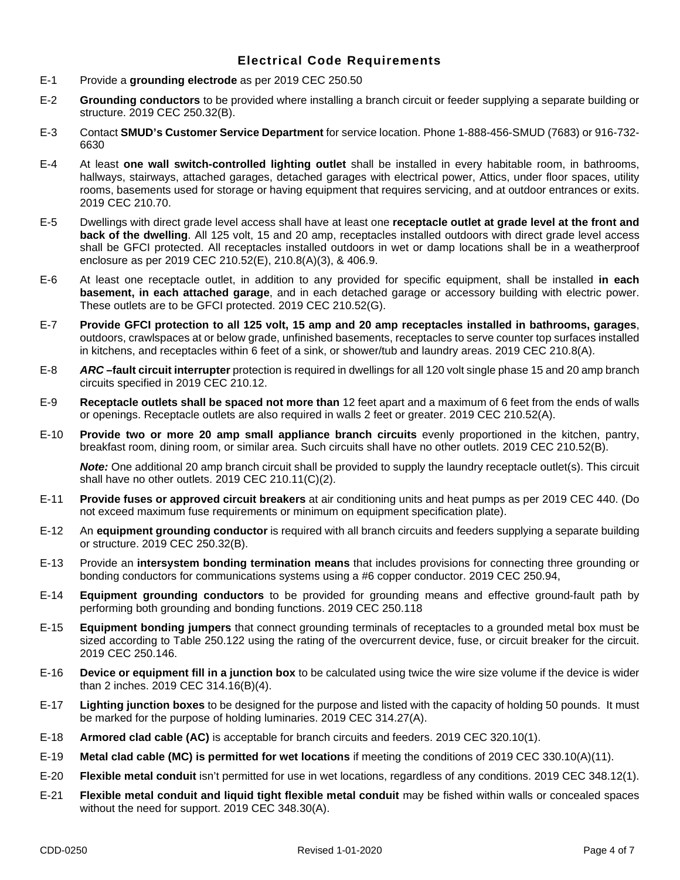## Electrical Code Requirements

E-1 Provide a **grounding electrode** as per 2019 CEC 250.50

E-2 **Grounding conductors** to be provided where installing a branch circuit or feeder supplying a separate building or structure. 2019 CEC 250.32(B).

E-3 Contact **SMUD's Customer Service Department** for service location. Phone 1-888-456-SMUD (7683) or 916-732-6630

E-4 At least **one wall switch-controlled lighting outlet** shall be installed in every habitable room, in bathrooms, hallways, stairways, attached garages, detached garages with electrical power, Attics, under floor spaces, utility rooms, basements used for storage or having equipment that requires servicing, and at outdoor entrances or exits. 2019 CEC 210.70.

E-5 Dwellings with direct grade level access shall have at least one **receptacle outlet at grade level at the front and back of the dwelling**. All 125 volt, 15 and 20 amp, receptacles installed outdoors with direct grade level access shall be GFCI protected. All receptacles installed outdoors in wet or damp locations shall be in a weatherproof enclosure as per 2019 CEC 210.52(E), 210.8(A)(3), & 406.9.

E-6 At least one receptacle outlet, in addition to any provided for specific equipment, shall be installed **in each basement, in each attached garage**, and in each detached garage or accessory building with electric power. These outlets are to be GFCI protected. 2019 CEC 210.52(G).

E-7 **Provide GFCI protection to all 125 volt, 15 amp and 20 amp receptacles installed in bathrooms, garages**, outdoors, crawlspaces at or below grade, unfinished basements, receptacles to serve counter top surfaces installed in kitchens, and receptacles within 6 feet of a sink, or shower/tub and laundry areas. 2019 CEC 210.8(A).

E-8 ***ARC*** **–fault circuit interrupter** protection is required in dwellings for all 120 volt single phase 15 and 20 amp branch circuits specified in 2019 CEC 210.12.

E-9 **Receptacle outlets shall be spaced not more than** 12 feet apart and a maximum of 6 feet from the ends of walls or openings. Receptacle outlets are also required in walls 2 feet or greater. 2019 CEC 210.52(A).

E-10 **Provide two or more 20 amp small appliance branch circuits** evenly proportioned in the kitchen, pantry, breakfast room, dining room, or similar area. Such circuits shall have no other outlets. 2019 CEC 210.52(B).

***Note:*** One additional 20 amp branch circuit shall be provided to supply the laundry receptacle outlet(s). This circuit shall have no other outlets. 2019 CEC 210.11(C)(2).

E-11 **Provide fuses or approved circuit breakers** at air conditioning units and heat pumps as per 2019 CEC 440. (Do not exceed maximum fuse requirements or minimum on equipment specification plate).

E-12 An **equipment grounding conductor** is required with all branch circuits and feeders supplying a separate building or structure. 2019 CEC 250.32(B).

E-13 Provide an **intersystem bonding termination means** that includes provisions for connecting three grounding or bonding conductors for communications systems using a #6 copper conductor. 2019 CEC 250.94,

E-14 **Equipment grounding conductors** to be provided for grounding means and effective ground-fault path by performing both grounding and bonding functions. 2019 CEC 250.118

E-15 **Equipment bonding jumpers** that connect grounding terminals of receptacles to a grounded metal box must be sized according to Table 250.122 using the rating of the overcurrent device, fuse, or circuit breaker for the circuit. 2019 CEC 250.146.

E-16 **Device or equipment fill in a junction box** to be calculated using twice the wire size volume if the device is wider than 2 inches. 2019 CEC 314.16(B)(4).

E-17 **Lighting junction boxes** to be designed for the purpose and listed with the capacity of holding 50 pounds. It must be marked for the purpose of holding luminaries. 2019 CEC 314.27(A).

E-18 **Armored clad cable (AC)** is acceptable for branch circuits and feeders. 2019 CEC 320.10(1).

E-19 **Metal clad cable (MC) is permitted for wet locations** if meeting the conditions of 2019 CEC 330.10(A)(11).

E-20 **Flexible metal conduit** isn't permitted for use in wet locations, regardless of any conditions. 2019 CEC 348.12(1).

E-21 **Flexible metal conduit and liquid tight flexible metal conduit** may be fished within walls or concealed spaces without the need for support. 2019 CEC 348.30(A).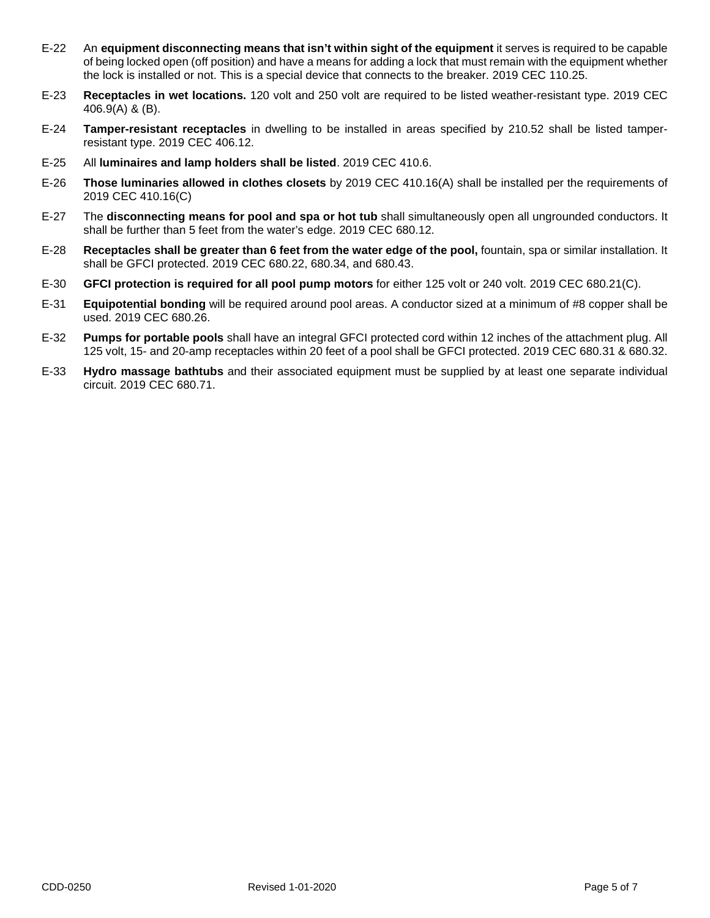E-22 An **equipment disconnecting means that isn't within sight of the equipment** it serves is required to be capable of being locked open (off position) and have a means for adding a lock that must remain with the equipment whether the lock is installed or not. This is a special device that connects to the breaker. 2019 CEC 110.25.

E-23 **Receptacles in wet locations.** 120 volt and 250 volt are required to be listed weather-resistant type. 2019 CEC 406.9(A) & (B).

E-24 **Tamper-resistant receptacles** in dwelling to be installed in areas specified by 210.52 shall be listed tamper-resistant type. 2019 CEC 406.12.

E-25 All **luminaires and lamp holders shall be listed**. 2019 CEC 410.6.

E-26 **Those luminaries allowed in clothes closets** by 2019 CEC 410.16(A) shall be installed per the requirements of 2019 CEC 410.16(C)

E-27 The **disconnecting means for pool and spa or hot tub** shall simultaneously open all ungrounded conductors. It shall be further than 5 feet from the water's edge. 2019 CEC 680.12.

E-28 **Receptacles shall be greater than 6 feet from the water edge of the pool,** fountain, spa or similar installation. It shall be GFCI protected. 2019 CEC 680.22, 680.34, and 680.43.

E-30 **GFCI protection is required for all pool pump motors** for either 125 volt or 240 volt. 2019 CEC 680.21(C).

E-31 **Equipotential bonding** will be required around pool areas. A conductor sized at a minimum of #8 copper shall be used. 2019 CEC 680.26.

E-32 **Pumps for portable pools** shall have an integral GFCI protected cord within 12 inches of the attachment plug. All 125 volt, 15- and 20-amp receptacles within 20 feet of a pool shall be GFCI protected. 2019 CEC 680.31 & 680.32.

E-33 **Hydro massage bathtubs** and their associated equipment must be supplied by at least one separate individual circuit. 2019 CEC 680.71.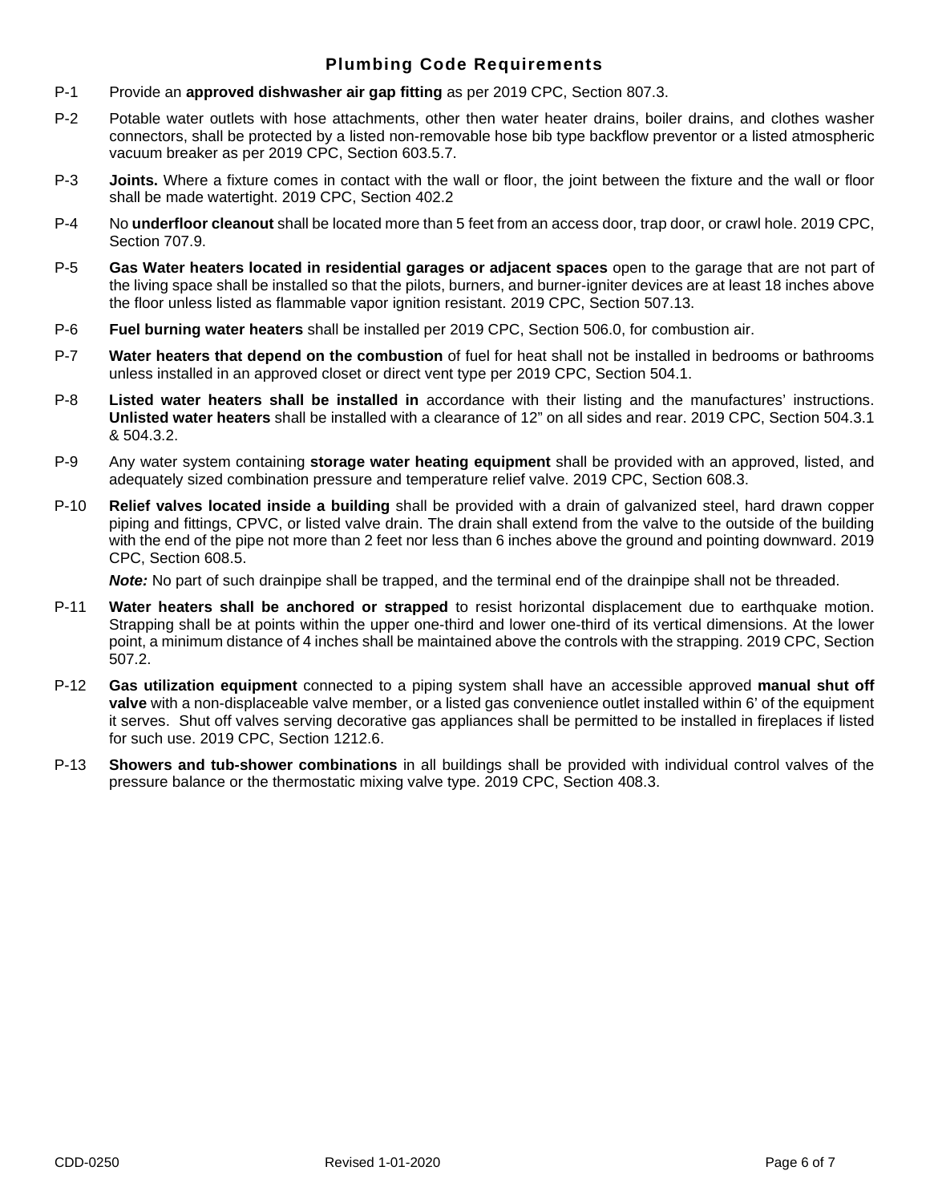## Plumbing Code Requirements

P-1 Provide an **approved dishwasher air gap fitting** as per 2019 CPC, Section 807.3.

P-2 Potable water outlets with hose attachments, other then water heater drains, boiler drains, and clothes washer connectors, shall be protected by a listed non-removable hose bib type backflow preventor or a listed atmospheric vacuum breaker as per 2019 CPC, Section 603.5.7.

P-3 **Joints.** Where a fixture comes in contact with the wall or floor, the joint between the fixture and the wall or floor shall be made watertight. 2019 CPC, Section 402.2

P-4 No **underfloor cleanout** shall be located more than 5 feet from an access door, trap door, or crawl hole. 2019 CPC, Section 707.9.

P-5 **Gas Water heaters located in residential garages or adjacent spaces** open to the garage that are not part of the living space shall be installed so that the pilots, burners, and burner-igniter devices are at least 18 inches above the floor unless listed as flammable vapor ignition resistant. 2019 CPC, Section 507.13.

P-6 **Fuel burning water heaters** shall be installed per 2019 CPC, Section 506.0, for combustion air.

P-7 **Water heaters that depend on the combustion** of fuel for heat shall not be installed in bedrooms or bathrooms unless installed in an approved closet or direct vent type per 2019 CPC, Section 504.1.

P-8 **Listed water heaters shall be installed in** accordance with their listing and the manufactures' instructions. **Unlisted water heaters** shall be installed with a clearance of 12" on all sides and rear. 2019 CPC, Section 504.3.1 & 504.3.2.

P-9 Any water system containing **storage water heating equipment** shall be provided with an approved, listed, and adequately sized combination pressure and temperature relief valve. 2019 CPC, Section 608.3.

P-10 **Relief valves located inside a building** shall be provided with a drain of galvanized steel, hard drawn copper piping and fittings, CPVC, or listed valve drain. The drain shall extend from the valve to the outside of the building with the end of the pipe not more than 2 feet nor less than 6 inches above the ground and pointing downward. 2019 CPC, Section 608.5.

***Note:*** No part of such drainpipe shall be trapped, and the terminal end of the drainpipe shall not be threaded.

P-11 **Water heaters shall be anchored or strapped** to resist horizontal displacement due to earthquake motion. Strapping shall be at points within the upper one-third and lower one-third of its vertical dimensions. At the lower point, a minimum distance of 4 inches shall be maintained above the controls with the strapping. 2019 CPC, Section 507.2.

P-12 **Gas utilization equipment** connected to a piping system shall have an accessible approved **manual shut off valve** with a non-displaceable valve member, or a listed gas convenience outlet installed within 6' of the equipment it serves. Shut off valves serving decorative gas appliances shall be permitted to be installed in fireplaces if listed for such use. 2019 CPC, Section 1212.6.

P-13 **Showers and tub-shower combinations** in all buildings shall be provided with individual control valves of the pressure balance or the thermostatic mixing valve type. 2019 CPC, Section 408.3.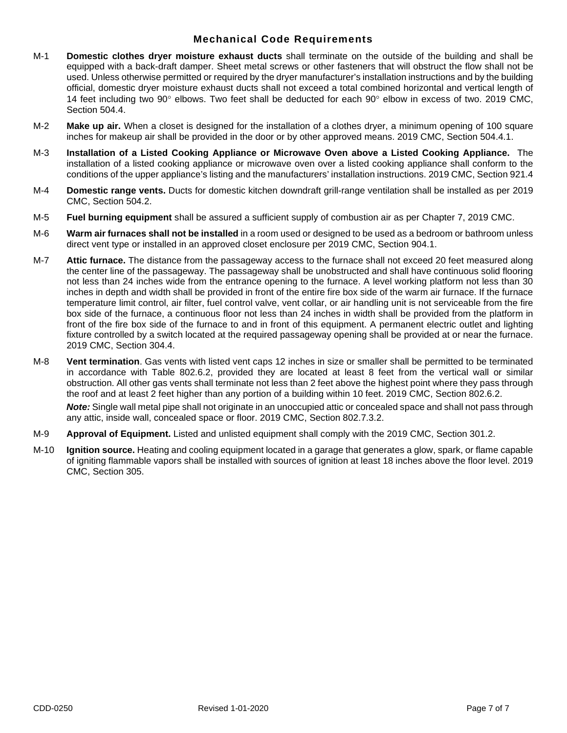## Mechanical Code Requirements

M-1 **Domestic clothes dryer moisture exhaust ducts** shall terminate on the outside of the building and shall be equipped with a back-draft damper. Sheet metal screws or other fasteners that will obstruct the flow shall not be used. Unless otherwise permitted or required by the dryer manufacturer's installation instructions and by the building official, domestic dryer moisture exhaust ducts shall not exceed a total combined horizontal and vertical length of 14 feet including two 90° elbows. Two feet shall be deducted for each 90° elbow in excess of two. 2019 CMC, Section 504.4.

M-2 **Make up air.** When a closet is designed for the installation of a clothes dryer, a minimum opening of 100 square inches for makeup air shall be provided in the door or by other approved means. 2019 CMC, Section 504.4.1.

M-3 **Installation of a Listed Cooking Appliance or Microwave Oven above a Listed Cooking Appliance.** The installation of a listed cooking appliance or microwave oven over a listed cooking appliance shall conform to the conditions of the upper appliance's listing and the manufacturers' installation instructions. 2019 CMC, Section 921.4

M-4 **Domestic range vents.** Ducts for domestic kitchen downdraft grill-range ventilation shall be installed as per 2019 CMC, Section 504.2.

M-5 **Fuel burning equipment** shall be assured a sufficient supply of combustion air as per Chapter 7, 2019 CMC.

M-6 **Warm air furnaces shall not be installed** in a room used or designed to be used as a bedroom or bathroom unless direct vent type or installed in an approved closet enclosure per 2019 CMC, Section 904.1.

M-7 **Attic furnace.** The distance from the passageway access to the furnace shall not exceed 20 feet measured along the center line of the passageway. The passageway shall be unobstructed and shall have continuous solid flooring not less than 24 inches wide from the entrance opening to the furnace. A level working platform not less than 30 inches in depth and width shall be provided in front of the entire fire box side of the warm air furnace. If the furnace temperature limit control, air filter, fuel control valve, vent collar, or air handling unit is not serviceable from the fire box side of the furnace, a continuous floor not less than 24 inches in width shall be provided from the platform in front of the fire box side of the furnace to and in front of this equipment. A permanent electric outlet and lighting fixture controlled by a switch located at the required passageway opening shall be provided at or near the furnace. 2019 CMC, Section 304.4.

M-8 **Vent termination**. Gas vents with listed vent caps 12 inches in size or smaller shall be permitted to be terminated in accordance with Table 802.6.2, provided they are located at least 8 feet from the vertical wall or similar obstruction. All other gas vents shall terminate not less than 2 feet above the highest point where they pass through the roof and at least 2 feet higher than any portion of a building within 10 feet. 2019 CMC, Section 802.6.2.

***Note:*** Single wall metal pipe shall not originate in an unoccupied attic or concealed space and shall not pass through any attic, inside wall, concealed space or floor. 2019 CMC, Section 802.7.3.2.

M-9 **Approval of Equipment.** Listed and unlisted equipment shall comply with the 2019 CMC, Section 301.2.

M-10 **Ignition source.** Heating and cooling equipment located in a garage that generates a glow, spark, or flame capable of igniting flammable vapors shall be installed with sources of ignition at least 18 inches above the floor level. 2019 CMC, Section 305.